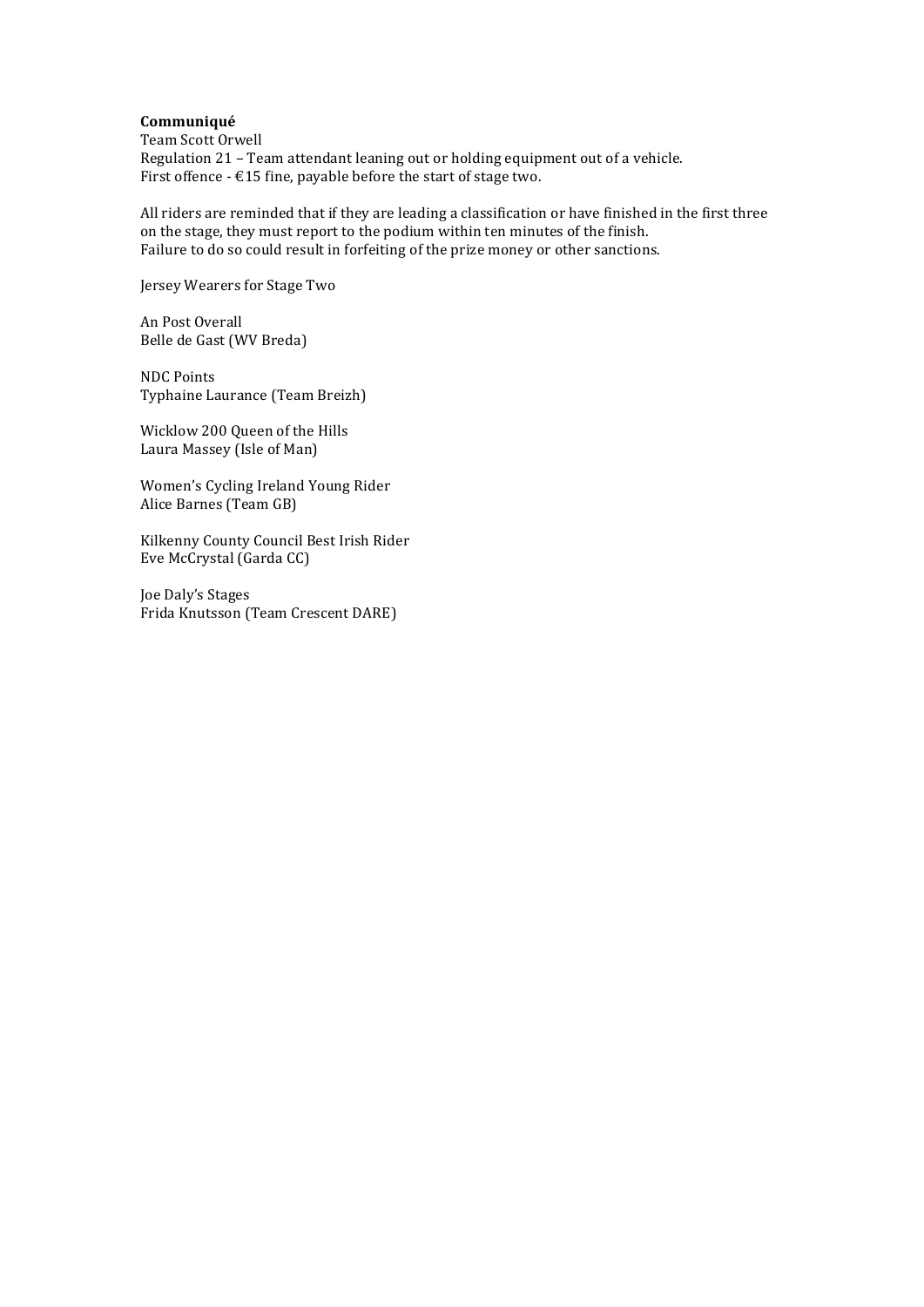**Communiqué**
Team Scott Orwell
Regulation 21 – Team attendant leaning out or holding equipment out of a vehicle.
First offence - €15 fine, payable before the start of stage two.

All riders are reminded that if they are leading a classification or have finished in the first three on the stage, they must report to the podium within ten minutes of the finish.
Failure to do so could result in forfeiting of the prize money or other sanctions.

Jersey Wearers for Stage Two

An Post Overall
Belle de Gast (WV Breda)

NDC Points
Typhaine Laurance (Team Breizh)

Wicklow 200 Queen of the Hills
Laura Massey (Isle of Man)

Women's Cycling Ireland Young Rider
Alice Barnes (Team GB)

Kilkenny County Council Best Irish Rider
Eve McCrystal (Garda CC)

Joe Daly's Stages
Frida Knutsson (Team Crescent DARE)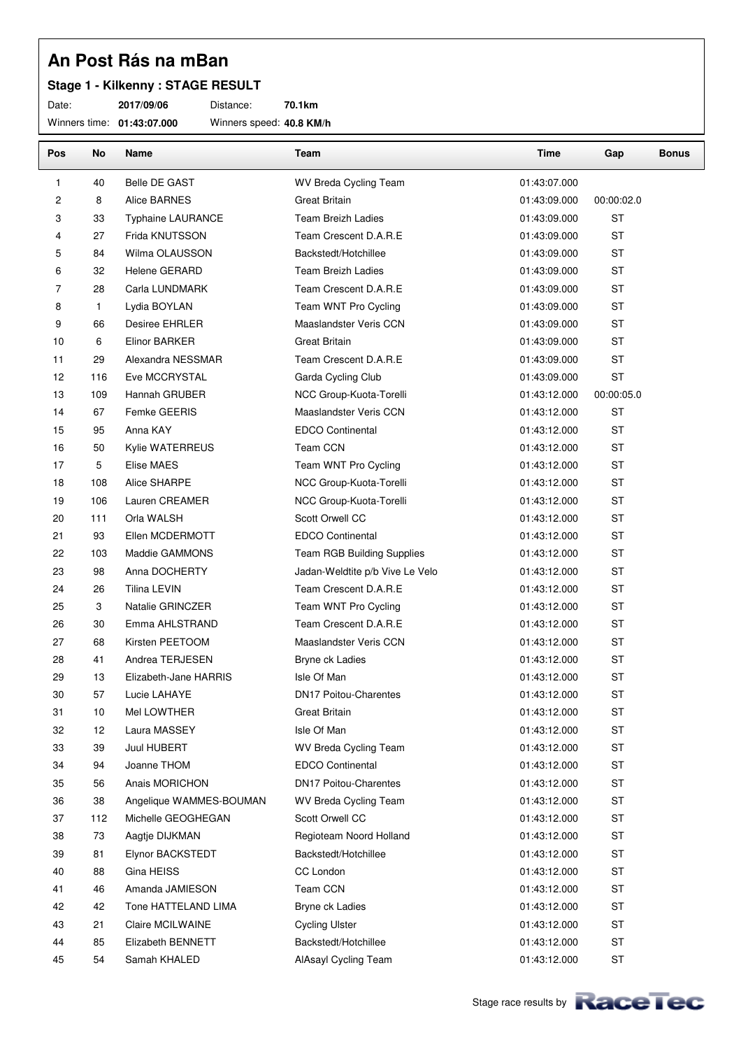# An Post Rás na mBan

### Stage 1 - Kilkenny : STAGE RESULT

Date: **2017/09/06** Distance: **70.1km**

Winners time: **01:43:07.000** Winners speed: **40.8 KM/h**

| Pos | No | Name | Team | Time | Gap | Bonus |
|---|---|---|---|---|---|---|
| 1 | 40 | Belle DE GAST | WV Breda Cycling Team | 01:43:07.000 | | |
| 2 | 8 | Alice BARNES | Great Britain | 01:43:09.000 | 00:00:02.0 | |
| 3 | 33 | Typhaine LAURANCE | Team Breizh Ladies | 01:43:09.000 | ST | |
| 4 | 27 | Frida KNUTSSON | Team Crescent D.A.R.E | 01:43:09.000 | ST | |
| 5 | 84 | Wilma OLAUSSON | Backstedt/Hotchillee | 01:43:09.000 | ST | |
| 6 | 32 | Helene GERARD | Team Breizh Ladies | 01:43:09.000 | ST | |
| 7 | 28 | Carla LUNDMARK | Team Crescent D.A.R.E | 01:43:09.000 | ST | |
| 8 | 1 | Lydia BOYLAN | Team WNT Pro Cycling | 01:43:09.000 | ST | |
| 9 | 66 | Desiree EHRLER | Maaslandster Veris CCN | 01:43:09.000 | ST | |
| 10 | 6 | Elinor BARKER | Great Britain | 01:43:09.000 | ST | |
| 11 | 29 | Alexandra NESSMAR | Team Crescent D.A.R.E | 01:43:09.000 | ST | |
| 12 | 116 | Eve MCCRYSTAL | Garda Cycling Club | 01:43:09.000 | ST | |
| 13 | 109 | Hannah GRUBER | NCC Group-Kuota-Torelli | 01:43:12.000 | 00:00:05.0 | |
| 14 | 67 | Femke GEERIS | Maaslandster Veris CCN | 01:43:12.000 | ST | |
| 15 | 95 | Anna KAY | EDCO Continental | 01:43:12.000 | ST | |
| 16 | 50 | Kylie WATERREUS | Team CCN | 01:43:12.000 | ST | |
| 17 | 5 | Elise MAES | Team WNT Pro Cycling | 01:43:12.000 | ST | |
| 18 | 108 | Alice SHARPE | NCC Group-Kuota-Torelli | 01:43:12.000 | ST | |
| 19 | 106 | Lauren CREAMER | NCC Group-Kuota-Torelli | 01:43:12.000 | ST | |
| 20 | 111 | Orla WALSH | Scott Orwell CC | 01:43:12.000 | ST | |
| 21 | 93 | Ellen MCDERMOTT | EDCO Continental | 01:43:12.000 | ST | |
| 22 | 103 | Maddie GAMMONS | Team RGB Building Supplies | 01:43:12.000 | ST | |
| 23 | 98 | Anna DOCHERTY | Jadan-Weldtite p/b Vive Le Velo | 01:43:12.000 | ST | |
| 24 | 26 | Tilina LEVIN | Team Crescent D.A.R.E | 01:43:12.000 | ST | |
| 25 | 3 | Natalie GRINCZER | Team WNT Pro Cycling | 01:43:12.000 | ST | |
| 26 | 30 | Emma AHLSTRAND | Team Crescent D.A.R.E | 01:43:12.000 | ST | |
| 27 | 68 | Kirsten PEETOOM | Maaslandster Veris CCN | 01:43:12.000 | ST | |
| 28 | 41 | Andrea TERJESEN | Bryne ck Ladies | 01:43:12.000 | ST | |
| 29 | 13 | Elizabeth-Jane HARRIS | Isle Of Man | 01:43:12.000 | ST | |
| 30 | 57 | Lucie LAHAYE | DN17 Poitou-Charentes | 01:43:12.000 | ST | |
| 31 | 10 | Mel LOWTHER | Great Britain | 01:43:12.000 | ST | |
| 32 | 12 | Laura MASSEY | Isle Of Man | 01:43:12.000 | ST | |
| 33 | 39 | Juul HUBERT | WV Breda Cycling Team | 01:43:12.000 | ST | |
| 34 | 94 | Joanne THOM | EDCO Continental | 01:43:12.000 | ST | |
| 35 | 56 | Anais MORICHON | DN17 Poitou-Charentes | 01:43:12.000 | ST | |
| 36 | 38 | Angelique WAMMES-BOUMAN | WV Breda Cycling Team | 01:43:12.000 | ST | |
| 37 | 112 | Michelle GEOGHEGAN | Scott Orwell CC | 01:43:12.000 | ST | |
| 38 | 73 | Aagtje DIJKMAN | Regioteam Noord Holland | 01:43:12.000 | ST | |
| 39 | 81 | Elynor BACKSTEDT | Backstedt/Hotchillee | 01:43:12.000 | ST | |
| 40 | 88 | Gina HEISS | CC London | 01:43:12.000 | ST | |
| 41 | 46 | Amanda JAMIESON | Team CCN | 01:43:12.000 | ST | |
| 42 | 42 | Tone HATTELAND LIMA | Bryne ck Ladies | 01:43:12.000 | ST | |
| 43 | 21 | Claire MCILWAINE | Cycling Ulster | 01:43:12.000 | ST | |
| 44 | 85 | Elizabeth BENNETT | Backstedt/Hotchillee | 01:43:12.000 | ST | |
| 45 | 54 | Samah KHALED | AlAsayl Cycling Team | 01:43:12.000 | ST | |

Stage race results by RaceTec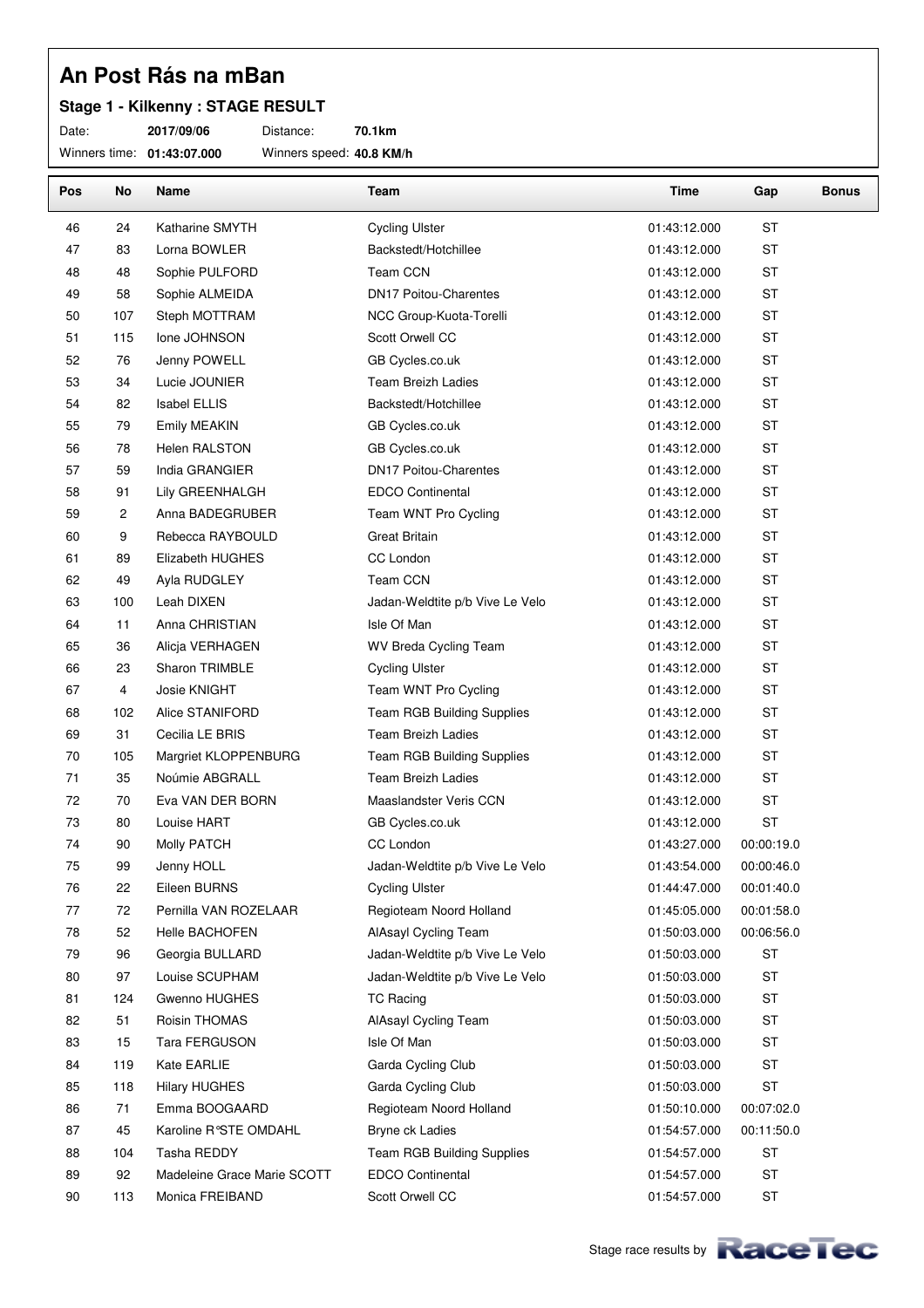# An Post Rás na mBan

## Stage 1 - Kilkenny : STAGE RESULT

Date: **2017/09/06** Distance: **70.1km**

Winners time: **01:43:07.000** Winners speed: **40.8 KM/h**

| Pos | No | Name | Team | Time | Gap | Bonus |
|---|---|---|---|---|---|---|
| 46 | 24 | Katharine SMYTH | Cycling Ulster | 01:43:12.000 | ST | |
| 47 | 83 | Lorna BOWLER | Backstedt/Hotchillee | 01:43:12.000 | ST | |
| 48 | 48 | Sophie PULFORD | Team CCN | 01:43:12.000 | ST | |
| 49 | 58 | Sophie ALMEIDA | DN17 Poitou-Charentes | 01:43:12.000 | ST | |
| 50 | 107 | Steph MOTTRAM | NCC Group-Kuota-Torelli | 01:43:12.000 | ST | |
| 51 | 115 | Ione JOHNSON | Scott Orwell CC | 01:43:12.000 | ST | |
| 52 | 76 | Jenny POWELL | GB Cycles.co.uk | 01:43:12.000 | ST | |
| 53 | 34 | Lucie JOUNIER | Team Breizh Ladies | 01:43:12.000 | ST | |
| 54 | 82 | Isabel ELLIS | Backstedt/Hotchillee | 01:43:12.000 | ST | |
| 55 | 79 | Emily MEAKIN | GB Cycles.co.uk | 01:43:12.000 | ST | |
| 56 | 78 | Helen RALSTON | GB Cycles.co.uk | 01:43:12.000 | ST | |
| 57 | 59 | India GRANGIER | DN17 Poitou-Charentes | 01:43:12.000 | ST | |
| 58 | 91 | Lily GREENHALGH | EDCO Continental | 01:43:12.000 | ST | |
| 59 | 2 | Anna BADEGRUBER | Team WNT Pro Cycling | 01:43:12.000 | ST | |
| 60 | 9 | Rebecca RAYBOULD | Great Britain | 01:43:12.000 | ST | |
| 61 | 89 | Elizabeth HUGHES | CC London | 01:43:12.000 | ST | |
| 62 | 49 | Ayla RUDGLEY | Team CCN | 01:43:12.000 | ST | |
| 63 | 100 | Leah DIXEN | Jadan-Weldtite p/b Vive Le Velo | 01:43:12.000 | ST | |
| 64 | 11 | Anna CHRISTIAN | Isle Of Man | 01:43:12.000 | ST | |
| 65 | 36 | Alicja VERHAGEN | WV Breda Cycling Team | 01:43:12.000 | ST | |
| 66 | 23 | Sharon TRIMBLE | Cycling Ulster | 01:43:12.000 | ST | |
| 67 | 4 | Josie KNIGHT | Team WNT Pro Cycling | 01:43:12.000 | ST | |
| 68 | 102 | Alice STANIFORD | Team RGB Building Supplies | 01:43:12.000 | ST | |
| 69 | 31 | Cecilia LE BRIS | Team Breizh Ladies | 01:43:12.000 | ST | |
| 70 | 105 | Margriet KLOPPENBURG | Team RGB Building Supplies | 01:43:12.000 | ST | |
| 71 | 35 | Noúmie ABGRALL | Team Breizh Ladies | 01:43:12.000 | ST | |
| 72 | 70 | Eva VAN DER BORN | Maaslandster Veris CCN | 01:43:12.000 | ST | |
| 73 | 80 | Louise HART | GB Cycles.co.uk | 01:43:12.000 | ST | |
| 74 | 90 | Molly PATCH | CC London | 01:43:27.000 | 00:00:19.0 | |
| 75 | 99 | Jenny HOLL | Jadan-Weldtite p/b Vive Le Velo | 01:43:54.000 | 00:00:46.0 | |
| 76 | 22 | Eileen BURNS | Cycling Ulster | 01:44:47.000 | 00:01:40.0 | |
| 77 | 72 | Pernilla VAN ROZELAAR | Regioteam Noord Holland | 01:45:05.000 | 00:01:58.0 | |
| 78 | 52 | Helle BACHOFEN | AlAsayl Cycling Team | 01:50:03.000 | 00:06:56.0 | |
| 79 | 96 | Georgia BULLARD | Jadan-Weldtite p/b Vive Le Velo | 01:50:03.000 | ST | |
| 80 | 97 | Louise SCUPHAM | Jadan-Weldtite p/b Vive Le Velo | 01:50:03.000 | ST | |
| 81 | 124 | Gwenno HUGHES | TC Racing | 01:50:03.000 | ST | |
| 82 | 51 | Roisin THOMAS | AlAsayl Cycling Team | 01:50:03.000 | ST | |
| 83 | 15 | Tara FERGUSON | Isle Of Man | 01:50:03.000 | ST | |
| 84 | 119 | Kate EARLIE | Garda Cycling Club | 01:50:03.000 | ST | |
| 85 | 118 | Hilary HUGHES | Garda Cycling Club | 01:50:03.000 | ST | |
| 86 | 71 | Emma BOOGAARD | Regioteam Noord Holland | 01:50:10.000 | 00:07:02.0 | |
| 87 | 45 | Karoline R°STE OMDAHL | Bryne ck Ladies | 01:54:57.000 | 00:11:50.0 | |
| 88 | 104 | Tasha REDDY | Team RGB Building Supplies | 01:54:57.000 | ST | |
| 89 | 92 | Madeleine Grace Marie SCOTT | EDCO Continental | 01:54:57.000 | ST | |
| 90 | 113 | Monica FREIBAND | Scott Orwell CC | 01:54:57.000 | ST | |

Stage race results by RaceTec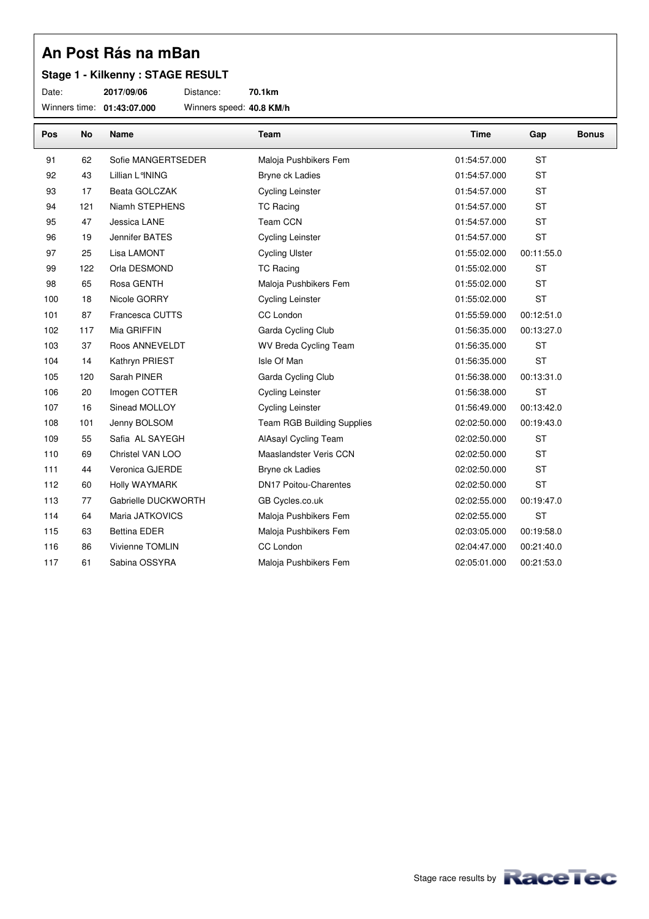# An Post Rás na mBan

### Stage 1 - Kilkenny : STAGE RESULT

Date: **2017/09/06** Distance: **70.1km**

Winners time: **01:43:07.000** Winners speed: **40.8 KM/h**

| Pos | No | Name | Team | Time | Gap | Bonus |
|---|---|---|---|---|---|---|
| 91 | 62 | Sofie MANGERTSEDER | Maloja Pushbikers Fem | 01:54:57.000 | ST | |
| 92 | 43 | Lillian L°INING | Bryne ck Ladies | 01:54:57.000 | ST | |
| 93 | 17 | Beata GOLCZAK | Cycling Leinster | 01:54:57.000 | ST | |
| 94 | 121 | Niamh STEPHENS | TC Racing | 01:54:57.000 | ST | |
| 95 | 47 | Jessica LANE | Team CCN | 01:54:57.000 | ST | |
| 96 | 19 | Jennifer BATES | Cycling Leinster | 01:54:57.000 | ST | |
| 97 | 25 | Lisa LAMONT | Cycling Ulster | 01:55:02.000 | 00:11:55.0 | |
| 99 | 122 | Orla DESMOND | TC Racing | 01:55:02.000 | ST | |
| 98 | 65 | Rosa GENTH | Maloja Pushbikers Fem | 01:55:02.000 | ST | |
| 100 | 18 | Nicole GORRY | Cycling Leinster | 01:55:02.000 | ST | |
| 101 | 87 | Francesca CUTTS | CC London | 01:55:59.000 | 00:12:51.0 | |
| 102 | 117 | Mia GRIFFIN | Garda Cycling Club | 01:56:35.000 | 00:13:27.0 | |
| 103 | 37 | Roos ANNEVELDT | WV Breda Cycling Team | 01:56:35.000 | ST | |
| 104 | 14 | Kathryn PRIEST | Isle Of Man | 01:56:35.000 | ST | |
| 105 | 120 | Sarah PINER | Garda Cycling Club | 01:56:38.000 | 00:13:31.0 | |
| 106 | 20 | Imogen COTTER | Cycling Leinster | 01:56:38.000 | ST | |
| 107 | 16 | Sinead MOLLOY | Cycling Leinster | 01:56:49.000 | 00:13:42.0 | |
| 108 | 101 | Jenny BOLSOM | Team RGB Building Supplies | 02:02:50.000 | 00:19:43.0 | |
| 109 | 55 | Safia AL SAYEGH | AlAsayl Cycling Team | 02:02:50.000 | ST | |
| 110 | 69 | Christel VAN LOO | Maaslandster Veris CCN | 02:02:50.000 | ST | |
| 111 | 44 | Veronica GJERDE | Bryne ck Ladies | 02:02:50.000 | ST | |
| 112 | 60 | Holly WAYMARK | DN17 Poitou-Charentes | 02:02:50.000 | ST | |
| 113 | 77 | Gabrielle DUCKWORTH | GB Cycles.co.uk | 02:02:55.000 | 00:19:47.0 | |
| 114 | 64 | Maria JATKOVICS | Maloja Pushbikers Fem | 02:02:55.000 | ST | |
| 115 | 63 | Bettina EDER | Maloja Pushbikers Fem | 02:03:05.000 | 00:19:58.0 | |
| 116 | 86 | Vivienne TOMLIN | CC London | 02:04:47.000 | 00:21:40.0 | |
| 117 | 61 | Sabina OSSYRA | Maloja Pushbikers Fem | 02:05:01.000 | 00:21:53.0 | |

Stage race results by RaceTec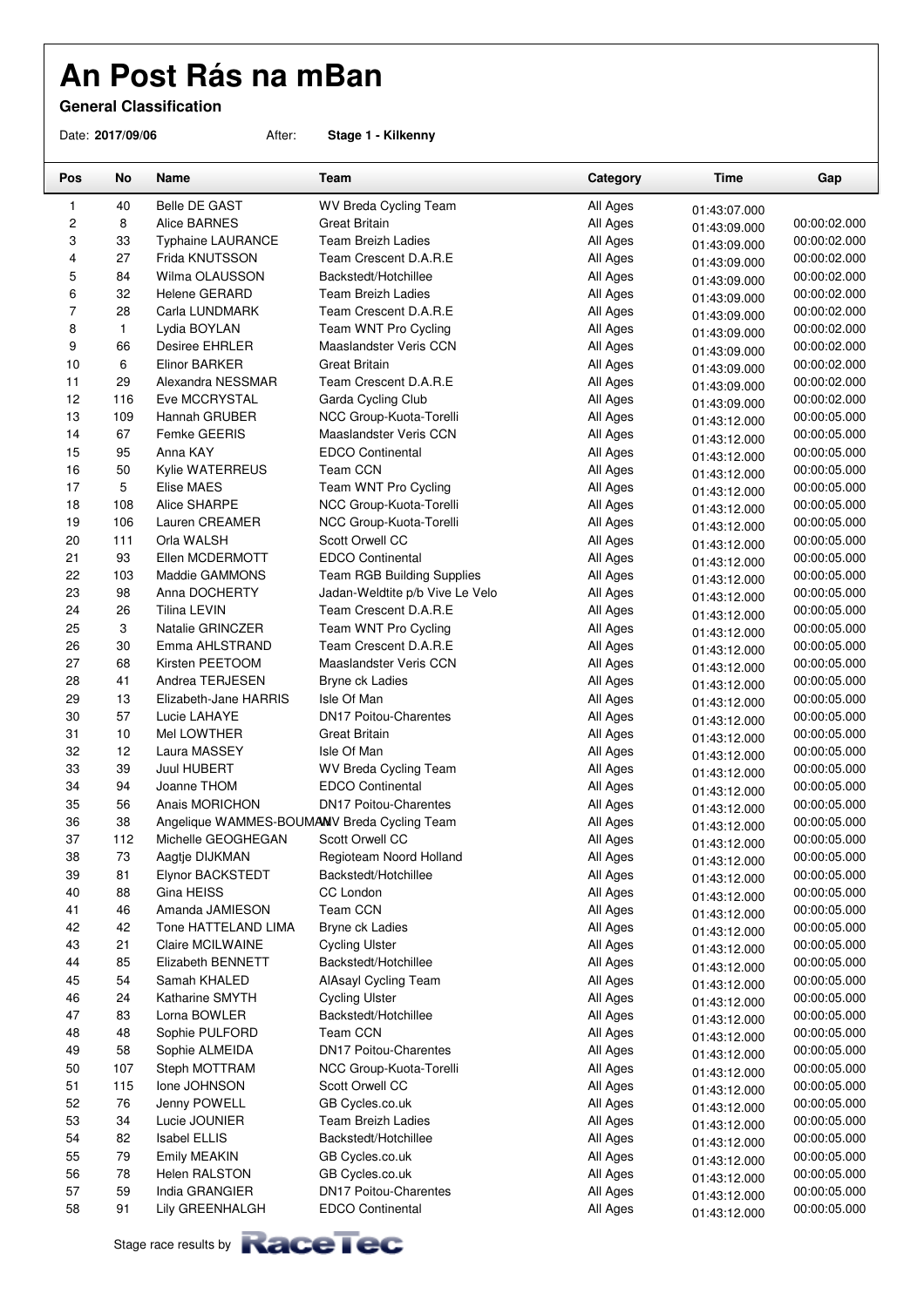# An Post Rás na mBan

**General Classification**

Date: **2017/09/06** After: **Stage 1 - Kilkenny**

| Pos | No | Name | Team | Category | Time | Gap |
|---|---|---|---|---|---|---|
| 1 | 40 | Belle DE GAST | WV Breda Cycling Team | All Ages | 01:43:07.000 | |
| 2 | 8 | Alice BARNES | Great Britain | All Ages | 01:43:09.000 | 00:00:02.000 |
| 3 | 33 | Typhaine LAURANCE | Team Breizh Ladies | All Ages | 01:43:09.000 | 00:00:02.000 |
| 4 | 27 | Frida KNUTSSON | Team Crescent D.A.R.E | All Ages | 01:43:09.000 | 00:00:02.000 |
| 5 | 84 | Wilma OLAUSSON | Backstedt/Hotchillee | All Ages | 01:43:09.000 | 00:00:02.000 |
| 6 | 32 | Helene GERARD | Team Breizh Ladies | All Ages | 01:43:09.000 | 00:00:02.000 |
| 7 | 28 | Carla LUNDMARK | Team Crescent D.A.R.E | All Ages | 01:43:09.000 | 00:00:02.000 |
| 8 | 1 | Lydia BOYLAN | Team WNT Pro Cycling | All Ages | 01:43:09.000 | 00:00:02.000 |
| 9 | 66 | Desiree EHRLER | Maaslandster Veris CCN | All Ages | 01:43:09.000 | 00:00:02.000 |
| 10 | 6 | Elinor BARKER | Great Britain | All Ages | 01:43:09.000 | 00:00:02.000 |
| 11 | 29 | Alexandra NESSMAR | Team Crescent D.A.R.E | All Ages | 01:43:09.000 | 00:00:02.000 |
| 12 | 116 | Eve MCCRYSTAL | Garda Cycling Club | All Ages | 01:43:09.000 | 00:00:02.000 |
| 13 | 109 | Hannah GRUBER | NCC Group-Kuota-Torelli | All Ages | 01:43:12.000 | 00:00:05.000 |
| 14 | 67 | Femke GEERIS | Maaslandster Veris CCN | All Ages | 01:43:12.000 | 00:00:05.000 |
| 15 | 95 | Anna KAY | EDCO Continental | All Ages | 01:43:12.000 | 00:00:05.000 |
| 16 | 50 | Kylie WATERREUS | Team CCN | All Ages | 01:43:12.000 | 00:00:05.000 |
| 17 | 5 | Elise MAES | Team WNT Pro Cycling | All Ages | 01:43:12.000 | 00:00:05.000 |
| 18 | 108 | Alice SHARPE | NCC Group-Kuota-Torelli | All Ages | 01:43:12.000 | 00:00:05.000 |
| 19 | 106 | Lauren CREAMER | NCC Group-Kuota-Torelli | All Ages | 01:43:12.000 | 00:00:05.000 |
| 20 | 111 | Orla WALSH | Scott Orwell CC | All Ages | 01:43:12.000 | 00:00:05.000 |
| 21 | 93 | Ellen MCDERMOTT | EDCO Continental | All Ages | 01:43:12.000 | 00:00:05.000 |
| 22 | 103 | Maddie GAMMONS | Team RGB Building Supplies | All Ages | 01:43:12.000 | 00:00:05.000 |
| 23 | 98 | Anna DOCHERTY | Jadan-Weldtite p/b Vive Le Velo | All Ages | 01:43:12.000 | 00:00:05.000 |
| 24 | 26 | Tilina LEVIN | Team Crescent D.A.R.E | All Ages | 01:43:12.000 | 00:00:05.000 |
| 25 | 3 | Natalie GRINCZER | Team WNT Pro Cycling | All Ages | 01:43:12.000 | 00:00:05.000 |
| 26 | 30 | Emma AHLSTRAND | Team Crescent D.A.R.E | All Ages | 01:43:12.000 | 00:00:05.000 |
| 27 | 68 | Kirsten PEETOOM | Maaslandster Veris CCN | All Ages | 01:43:12.000 | 00:00:05.000 |
| 28 | 41 | Andrea TERJESEN | Bryne ck Ladies | All Ages | 01:43:12.000 | 00:00:05.000 |
| 29 | 13 | Elizabeth-Jane HARRIS | Isle Of Man | All Ages | 01:43:12.000 | 00:00:05.000 |
| 30 | 57 | Lucie LAHAYE | DN17 Poitou-Charentes | All Ages | 01:43:12.000 | 00:00:05.000 |
| 31 | 10 | Mel LOWTHER | Great Britain | All Ages | 01:43:12.000 | 00:00:05.000 |
| 32 | 12 | Laura MASSEY | Isle Of Man | All Ages | 01:43:12.000 | 00:00:05.000 |
| 33 | 39 | Juul HUBERT | WV Breda Cycling Team | All Ages | 01:43:12.000 | 00:00:05.000 |
| 34 | 94 | Joanne THOM | EDCO Continental | All Ages | 01:43:12.000 | 00:00:05.000 |
| 35 | 56 | Anais MORICHON | DN17 Poitou-Charentes | All Ages | 01:43:12.000 | 00:00:05.000 |
| 36 | 38 | Angelique WAMMES-BOUMAN | WV Breda Cycling Team | All Ages | 01:43:12.000 | 00:00:05.000 |
| 37 | 112 | Michelle GEOGHEGAN | Scott Orwell CC | All Ages | 01:43:12.000 | 00:00:05.000 |
| 38 | 73 | Aagtje DIJKMAN | Regioteam Noord Holland | All Ages | 01:43:12.000 | 00:00:05.000 |
| 39 | 81 | Elynor BACKSTEDT | Backstedt/Hotchillee | All Ages | 01:43:12.000 | 00:00:05.000 |
| 40 | 88 | Gina HEISS | CC London | All Ages | 01:43:12.000 | 00:00:05.000 |
| 41 | 46 | Amanda JAMIESON | Team CCN | All Ages | 01:43:12.000 | 00:00:05.000 |
| 42 | 42 | Tone HATTELAND LIMA | Bryne ck Ladies | All Ages | 01:43:12.000 | 00:00:05.000 |
| 43 | 21 | Claire MCILWAINE | Cycling Ulster | All Ages | 01:43:12.000 | 00:00:05.000 |
| 44 | 85 | Elizabeth BENNETT | Backstedt/Hotchillee | All Ages | 01:43:12.000 | 00:00:05.000 |
| 45 | 54 | Samah KHALED | AlAsayl Cycling Team | All Ages | 01:43:12.000 | 00:00:05.000 |
| 46 | 24 | Katharine SMYTH | Cycling Ulster | All Ages | 01:43:12.000 | 00:00:05.000 |
| 47 | 83 | Lorna BOWLER | Backstedt/Hotchillee | All Ages | 01:43:12.000 | 00:00:05.000 |
| 48 | 48 | Sophie PULFORD | Team CCN | All Ages | 01:43:12.000 | 00:00:05.000 |
| 49 | 58 | Sophie ALMEIDA | DN17 Poitou-Charentes | All Ages | 01:43:12.000 | 00:00:05.000 |
| 50 | 107 | Steph MOTTRAM | NCC Group-Kuota-Torelli | All Ages | 01:43:12.000 | 00:00:05.000 |
| 51 | 115 | Ione JOHNSON | Scott Orwell CC | All Ages | 01:43:12.000 | 00:00:05.000 |
| 52 | 76 | Jenny POWELL | GB Cycles.co.uk | All Ages | 01:43:12.000 | 00:00:05.000 |
| 53 | 34 | Lucie JOUNIER | Team Breizh Ladies | All Ages | 01:43:12.000 | 00:00:05.000 |
| 54 | 82 | Isabel ELLIS | Backstedt/Hotchillee | All Ages | 01:43:12.000 | 00:00:05.000 |
| 55 | 79 | Emily MEAKIN | GB Cycles.co.uk | All Ages | 01:43:12.000 | 00:00:05.000 |
| 56 | 78 | Helen RALSTON | GB Cycles.co.uk | All Ages | 01:43:12.000 | 00:00:05.000 |
| 57 | 59 | India GRANGIER | DN17 Poitou-Charentes | All Ages | 01:43:12.000 | 00:00:05.000 |
| 58 | 91 | Lily GREENHALGH | EDCO Continental | All Ages | 01:43:12.000 | 00:00:05.000 |

Stage race results by RaceTec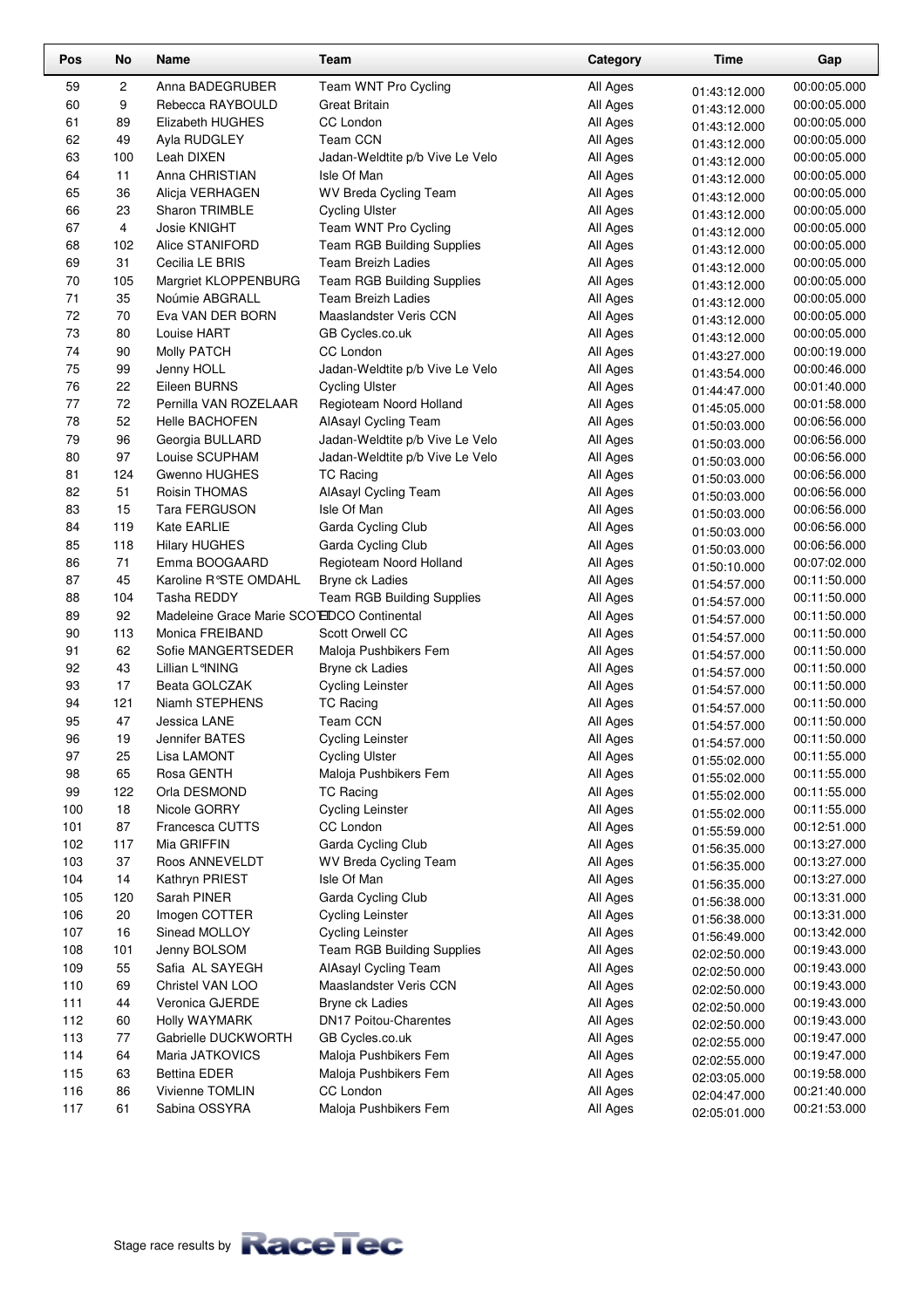| Pos | No | Name | Team | Category | Time | Gap |
|---|---|---|---|---|---|---|
| 59 | 2 | Anna BADEGRUBER | Team WNT Pro Cycling | All Ages | 01:43:12.000 | 00:00:05.000 |
| 60 | 9 | Rebecca RAYBOULD | Great Britain | All Ages | 01:43:12.000 | 00:00:05.000 |
| 61 | 89 | Elizabeth HUGHES | CC London | All Ages | 01:43:12.000 | 00:00:05.000 |
| 62 | 49 | Ayla RUDGLEY | Team CCN | All Ages | 01:43:12.000 | 00:00:05.000 |
| 63 | 100 | Leah DIXEN | Jadan-Weldtite p/b Vive Le Velo | All Ages | 01:43:12.000 | 00:00:05.000 |
| 64 | 11 | Anna CHRISTIAN | Isle Of Man | All Ages | 01:43:12.000 | 00:00:05.000 |
| 65 | 36 | Alicja VERHAGEN | WV Breda Cycling Team | All Ages | 01:43:12.000 | 00:00:05.000 |
| 66 | 23 | Sharon TRIMBLE | Cycling Ulster | All Ages | 01:43:12.000 | 00:00:05.000 |
| 67 | 4 | Josie KNIGHT | Team WNT Pro Cycling | All Ages | 01:43:12.000 | 00:00:05.000 |
| 68 | 102 | Alice STANIFORD | Team RGB Building Supplies | All Ages | 01:43:12.000 | 00:00:05.000 |
| 69 | 31 | Cecilia LE BRIS | Team Breizh Ladies | All Ages | 01:43:12.000 | 00:00:05.000 |
| 70 | 105 | Margriet KLOPPENBURG | Team RGB Building Supplies | All Ages | 01:43:12.000 | 00:00:05.000 |
| 71 | 35 | Noúmie ABGRALL | Team Breizh Ladies | All Ages | 01:43:12.000 | 00:00:05.000 |
| 72 | 70 | Eva VAN DER BORN | Maaslandster Veris CCN | All Ages | 01:43:12.000 | 00:00:05.000 |
| 73 | 80 | Louise HART | GB Cycles.co.uk | All Ages | 01:43:12.000 | 00:00:05.000 |
| 74 | 90 | Molly PATCH | CC London | All Ages | 01:43:27.000 | 00:00:19.000 |
| 75 | 99 | Jenny HOLL | Jadan-Weldtite p/b Vive Le Velo | All Ages | 01:43:54.000 | 00:00:46.000 |
| 76 | 22 | Eileen BURNS | Cycling Ulster | All Ages | 01:44:47.000 | 00:01:40.000 |
| 77 | 72 | Pernilla VAN ROZELAAR | Regioteam Noord Holland | All Ages | 01:45:05.000 | 00:01:58.000 |
| 78 | 52 | Helle BACHOFEN | AlAsayl Cycling Team | All Ages | 01:50:03.000 | 00:06:56.000 |
| 79 | 96 | Georgia BULLARD | Jadan-Weldtite p/b Vive Le Velo | All Ages | 01:50:03.000 | 00:06:56.000 |
| 80 | 97 | Louise SCUPHAM | Jadan-Weldtite p/b Vive Le Velo | All Ages | 01:50:03.000 | 00:06:56.000 |
| 81 | 124 | Gwenno HUGHES | TC Racing | All Ages | 01:50:03.000 | 00:06:56.000 |
| 82 | 51 | Roisin THOMAS | AlAsayl Cycling Team | All Ages | 01:50:03.000 | 00:06:56.000 |
| 83 | 15 | Tara FERGUSON | Isle Of Man | All Ages | 01:50:03.000 | 00:06:56.000 |
| 84 | 119 | Kate EARLIE | Garda Cycling Club | All Ages | 01:50:03.000 | 00:06:56.000 |
| 85 | 118 | Hilary HUGHES | Garda Cycling Club | All Ages | 01:50:03.000 | 00:06:56.000 |
| 86 | 71 | Emma BOOGAARD | Regioteam Noord Holland | All Ages | 01:50:10.000 | 00:07:02.000 |
| 87 | 45 | Karoline R°STE OMDAHL | Bryne ck Ladies | All Ages | 01:54:57.000 | 00:11:50.000 |
| 88 | 104 | Tasha REDDY | Team RGB Building Supplies | All Ages | 01:54:57.000 | 00:11:50.000 |
| 89 | 92 | Madeleine Grace Marie SCOTT | EDCO Continental | All Ages | 01:54:57.000 | 00:11:50.000 |
| 90 | 113 | Monica FREIBAND | Scott Orwell CC | All Ages | 01:54:57.000 | 00:11:50.000 |
| 91 | 62 | Sofie MANGERTSEDER | Maloja Pushbikers Fem | All Ages | 01:54:57.000 | 00:11:50.000 |
| 92 | 43 | Lillian L°INING | Bryne ck Ladies | All Ages | 01:54:57.000 | 00:11:50.000 |
| 93 | 17 | Beata GOLCZAK | Cycling Leinster | All Ages | 01:54:57.000 | 00:11:50.000 |
| 94 | 121 | Niamh STEPHENS | TC Racing | All Ages | 01:54:57.000 | 00:11:50.000 |
| 95 | 47 | Jessica LANE | Team CCN | All Ages | 01:54:57.000 | 00:11:50.000 |
| 96 | 19 | Jennifer BATES | Cycling Leinster | All Ages | 01:54:57.000 | 00:11:50.000 |
| 97 | 25 | Lisa LAMONT | Cycling Ulster | All Ages | 01:55:02.000 | 00:11:55.000 |
| 98 | 65 | Rosa GENTH | Maloja Pushbikers Fem | All Ages | 01:55:02.000 | 00:11:55.000 |
| 99 | 122 | Orla DESMOND | TC Racing | All Ages | 01:55:02.000 | 00:11:55.000 |
| 100 | 18 | Nicole GORRY | Cycling Leinster | All Ages | 01:55:02.000 | 00:11:55.000 |
| 101 | 87 | Francesca CUTTS | CC London | All Ages | 01:55:59.000 | 00:12:51.000 |
| 102 | 117 | Mia GRIFFIN | Garda Cycling Club | All Ages | 01:56:35.000 | 00:13:27.000 |
| 103 | 37 | Roos ANNEVELDT | WV Breda Cycling Team | All Ages | 01:56:35.000 | 00:13:27.000 |
| 104 | 14 | Kathryn PRIEST | Isle Of Man | All Ages | 01:56:35.000 | 00:13:27.000 |
| 105 | 120 | Sarah PINER | Garda Cycling Club | All Ages | 01:56:38.000 | 00:13:31.000 |
| 106 | 20 | Imogen COTTER | Cycling Leinster | All Ages | 01:56:38.000 | 00:13:31.000 |
| 107 | 16 | Sinead MOLLOY | Cycling Leinster | All Ages | 01:56:49.000 | 00:13:42.000 |
| 108 | 101 | Jenny BOLSOM | Team RGB Building Supplies | All Ages | 02:02:50.000 | 00:19:43.000 |
| 109 | 55 | Safia AL SAYEGH | AlAsayl Cycling Team | All Ages | 02:02:50.000 | 00:19:43.000 |
| 110 | 69 | Christel VAN LOO | Maaslandster Veris CCN | All Ages | 02:02:50.000 | 00:19:43.000 |
| 111 | 44 | Veronica GJERDE | Bryne ck Ladies | All Ages | 02:02:50.000 | 00:19:43.000 |
| 112 | 60 | Holly WAYMARK | DN17 Poitou-Charentes | All Ages | 02:02:50.000 | 00:19:43.000 |
| 113 | 77 | Gabrielle DUCKWORTH | GB Cycles.co.uk | All Ages | 02:02:55.000 | 00:19:47.000 |
| 114 | 64 | Maria JATKOVICS | Maloja Pushbikers Fem | All Ages | 02:02:55.000 | 00:19:47.000 |
| 115 | 63 | Bettina EDER | Maloja Pushbikers Fem | All Ages | 02:03:05.000 | 00:19:58.000 |
| 116 | 86 | Vivienne TOMLIN | CC London | All Ages | 02:04:47.000 | 00:21:40.000 |
| 117 | 61 | Sabina OSSYRA | Maloja Pushbikers Fem | All Ages | 02:05:01.000 | 00:21:53.000 |

Stage race results by RaceTec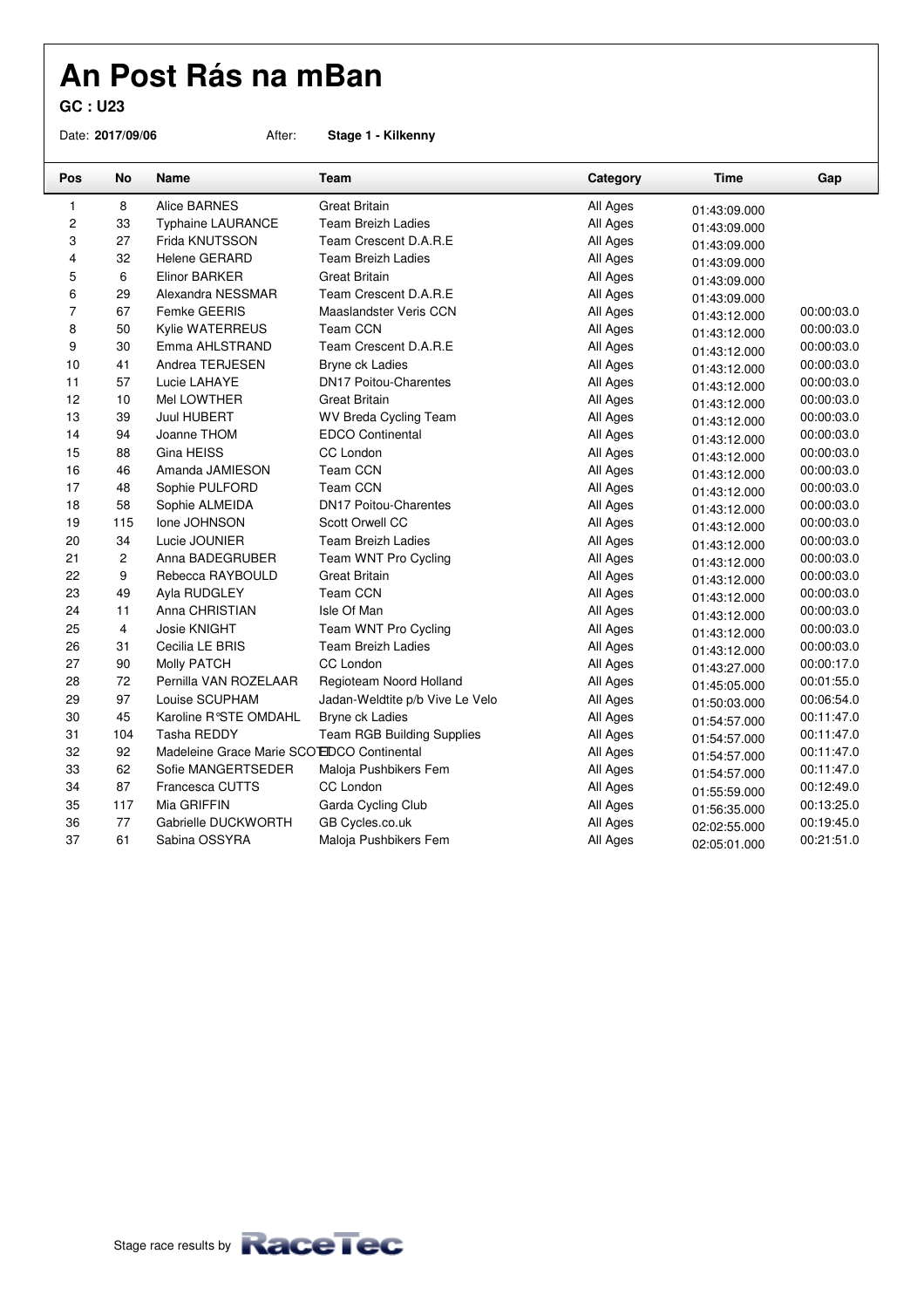# An Post Rás na mBan

**GC : U23**

Date: **2017/09/06** After: **Stage 1 - Kilkenny**

| Pos | No | Name | Team | Category | Time | Gap |
|---|---|---|---|---|---|---|
| 1 | 8 | Alice BARNES | Great Britain | All Ages | 01:43:09.000 | |
| 2 | 33 | Typhaine LAURANCE | Team Breizh Ladies | All Ages | 01:43:09.000 | |
| 3 | 27 | Frida KNUTSSON | Team Crescent D.A.R.E | All Ages | 01:43:09.000 | |
| 4 | 32 | Helene GERARD | Team Breizh Ladies | All Ages | 01:43:09.000 | |
| 5 | 6 | Elinor BARKER | Great Britain | All Ages | 01:43:09.000 | |
| 6 | 29 | Alexandra NESSMAR | Team Crescent D.A.R.E | All Ages | 01:43:09.000 | |
| 7 | 67 | Femke GEERIS | Maaslandster Veris CCN | All Ages | 01:43:12.000 | 00:00:03.0 |
| 8 | 50 | Kylie WATERREUS | Team CCN | All Ages | 01:43:12.000 | 00:00:03.0 |
| 9 | 30 | Emma AHLSTRAND | Team Crescent D.A.R.E | All Ages | 01:43:12.000 | 00:00:03.0 |
| 10 | 41 | Andrea TERJESEN | Bryne ck Ladies | All Ages | 01:43:12.000 | 00:00:03.0 |
| 11 | 57 | Lucie LAHAYE | DN17 Poitou-Charentes | All Ages | 01:43:12.000 | 00:00:03.0 |
| 12 | 10 | Mel LOWTHER | Great Britain | All Ages | 01:43:12.000 | 00:00:03.0 |
| 13 | 39 | Juul HUBERT | WV Breda Cycling Team | All Ages | 01:43:12.000 | 00:00:03.0 |
| 14 | 94 | Joanne THOM | EDCO Continental | All Ages | 01:43:12.000 | 00:00:03.0 |
| 15 | 88 | Gina HEISS | CC London | All Ages | 01:43:12.000 | 00:00:03.0 |
| 16 | 46 | Amanda JAMIESON | Team CCN | All Ages | 01:43:12.000 | 00:00:03.0 |
| 17 | 48 | Sophie PULFORD | Team CCN | All Ages | 01:43:12.000 | 00:00:03.0 |
| 18 | 58 | Sophie ALMEIDA | DN17 Poitou-Charentes | All Ages | 01:43:12.000 | 00:00:03.0 |
| 19 | 115 | Ione JOHNSON | Scott Orwell CC | All Ages | 01:43:12.000 | 00:00:03.0 |
| 20 | 34 | Lucie JOUNIER | Team Breizh Ladies | All Ages | 01:43:12.000 | 00:00:03.0 |
| 21 | 2 | Anna BADEGRUBER | Team WNT Pro Cycling | All Ages | 01:43:12.000 | 00:00:03.0 |
| 22 | 9 | Rebecca RAYBOULD | Great Britain | All Ages | 01:43:12.000 | 00:00:03.0 |
| 23 | 49 | Ayla RUDGLEY | Team CCN | All Ages | 01:43:12.000 | 00:00:03.0 |
| 24 | 11 | Anna CHRISTIAN | Isle Of Man | All Ages | 01:43:12.000 | 00:00:03.0 |
| 25 | 4 | Josie KNIGHT | Team WNT Pro Cycling | All Ages | 01:43:12.000 | 00:00:03.0 |
| 26 | 31 | Cecilia LE BRIS | Team Breizh Ladies | All Ages | 01:43:12.000 | 00:00:03.0 |
| 27 | 90 | Molly PATCH | CC London | All Ages | 01:43:27.000 | 00:00:17.0 |
| 28 | 72 | Pernilla VAN ROZELAAR | Regioteam Noord Holland | All Ages | 01:45:05.000 | 00:01:55.0 |
| 29 | 97 | Louise SCUPHAM | Jadan-Weldtite p/b Vive Le Velo | All Ages | 01:50:03.000 | 00:06:54.0 |
| 30 | 45 | Karoline R°STE OMDAHL | Bryne ck Ladies | All Ages | 01:54:57.000 | 00:11:47.0 |
| 31 | 104 | Tasha REDDY | Team RGB Building Supplies | All Ages | 01:54:57.000 | 00:11:47.0 |
| 32 | 92 | Madeleine Grace Marie SCOTT | EDCO Continental | All Ages | 01:54:57.000 | 00:11:47.0 |
| 33 | 62 | Sofie MANGERTSEDER | Maloja Pushbikers Fem | All Ages | 01:54:57.000 | 00:11:47.0 |
| 34 | 87 | Francesca CUTTS | CC London | All Ages | 01:55:59.000 | 00:12:49.0 |
| 35 | 117 | Mia GRIFFIN | Garda Cycling Club | All Ages | 01:56:35.000 | 00:13:25.0 |
| 36 | 77 | Gabrielle DUCKWORTH | GB Cycles.co.uk | All Ages | 02:02:55.000 | 00:19:45.0 |
| 37 | 61 | Sabina OSSYRA | Maloja Pushbikers Fem | All Ages | 02:05:01.000 | 00:21:51.0 |

Stage race results by RaceTec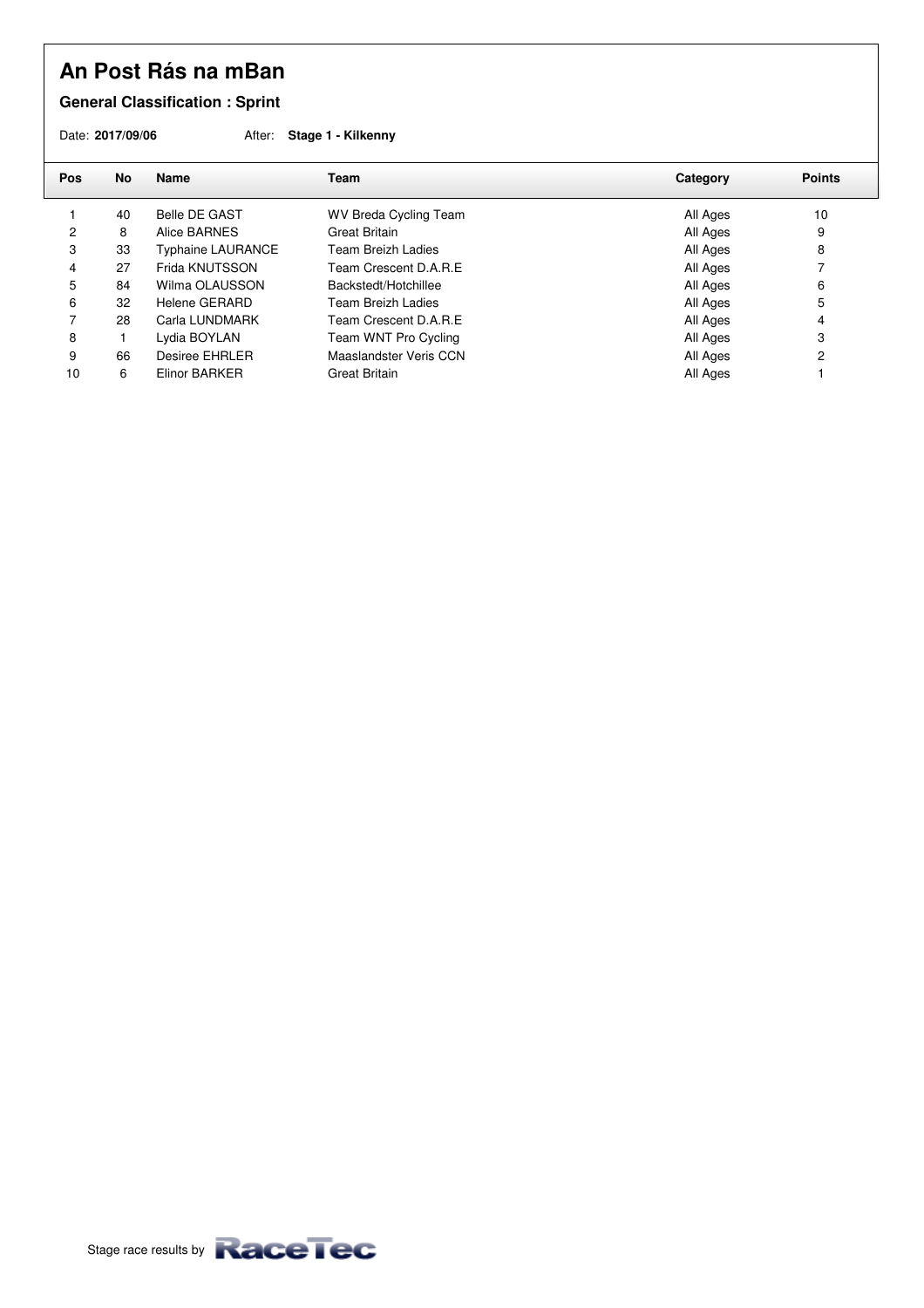# An Post Rás na mBan

**General Classification : Sprint**

Date: **2017/09/06** After: **Stage 1 - Kilkenny**

| Pos | No | Name | Team | Category | Points |
|---|---|---|---|---|---|
| 1 | 40 | Belle DE GAST | WV Breda Cycling Team | All Ages | 10 |
| 2 | 8 | Alice BARNES | Great Britain | All Ages | 9 |
| 3 | 33 | Typhaine LAURANCE | Team Breizh Ladies | All Ages | 8 |
| 4 | 27 | Frida KNUTSSON | Team Crescent D.A.R.E | All Ages | 7 |
| 5 | 84 | Wilma OLAUSSON | Backstedt/Hotchillee | All Ages | 6 |
| 6 | 32 | Helene GERARD | Team Breizh Ladies | All Ages | 5 |
| 7 | 28 | Carla LUNDMARK | Team Crescent D.A.R.E | All Ages | 4 |
| 8 | 1 | Lydia BOYLAN | Team WNT Pro Cycling | All Ages | 3 |
| 9 | 66 | Desiree EHRLER | Maaslandster Veris CCN | All Ages | 2 |
| 10 | 6 | Elinor BARKER | Great Britain | All Ages | 1 |

Stage race results by RaceTec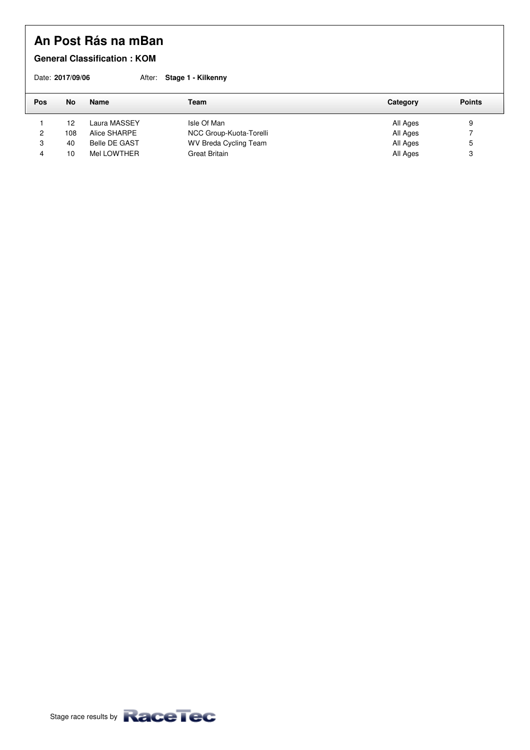# An Post Rás na mBan

**General Classification : KOM**

Date: **2017/09/06** After: **Stage 1 - Kilkenny**

| Pos | No | Name | Team | Category | Points |
|---|---|---|---|---|---|
| 1 | 12 | Laura MASSEY | Isle Of Man | All Ages | 9 |
| 2 | 108 | Alice SHARPE | NCC Group-Kuota-Torelli | All Ages | 7 |
| 3 | 40 | Belle DE GAST | WV Breda Cycling Team | All Ages | 5 |
| 4 | 10 | Mel LOWTHER | Great Britain | All Ages | 3 |

Stage race results by RaceTec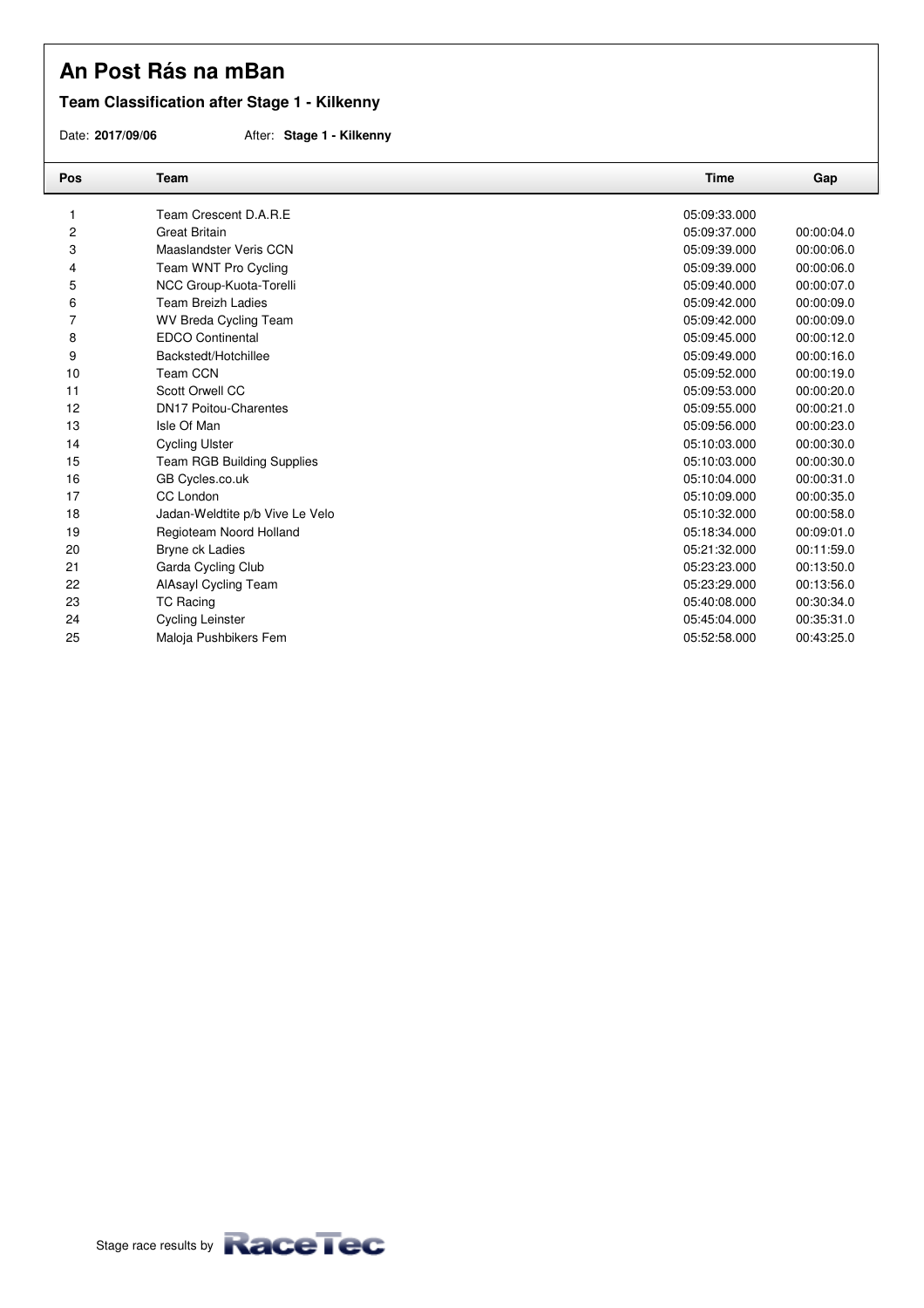# An Post Rás na mBan

### Team Classification after Stage 1 - Kilkenny

Date: **2017/09/06** After: **Stage 1 - Kilkenny**

| Pos | Team | Time | Gap |
|---|---|---|---|
| 1 | Team Crescent D.A.R.E | 05:09:33.000 | |
| 2 | Great Britain | 05:09:37.000 | 00:00:04.0 |
| 3 | Maaslandster Veris CCN | 05:09:39.000 | 00:00:06.0 |
| 4 | Team WNT Pro Cycling | 05:09:39.000 | 00:00:06.0 |
| 5 | NCC Group-Kuota-Torelli | 05:09:40.000 | 00:00:07.0 |
| 6 | Team Breizh Ladies | 05:09:42.000 | 00:00:09.0 |
| 7 | WV Breda Cycling Team | 05:09:42.000 | 00:00:09.0 |
| 8 | EDCO Continental | 05:09:45.000 | 00:00:12.0 |
| 9 | Backstedt/Hotchillee | 05:09:49.000 | 00:00:16.0 |
| 10 | Team CCN | 05:09:52.000 | 00:00:19.0 |
| 11 | Scott Orwell CC | 05:09:53.000 | 00:00:20.0 |
| 12 | DN17 Poitou-Charentes | 05:09:55.000 | 00:00:21.0 |
| 13 | Isle Of Man | 05:09:56.000 | 00:00:23.0 |
| 14 | Cycling Ulster | 05:10:03.000 | 00:00:30.0 |
| 15 | Team RGB Building Supplies | 05:10:03.000 | 00:00:30.0 |
| 16 | GB Cycles.co.uk | 05:10:04.000 | 00:00:31.0 |
| 17 | CC London | 05:10:09.000 | 00:00:35.0 |
| 18 | Jadan-Weldtite p/b Vive Le Velo | 05:10:32.000 | 00:00:58.0 |
| 19 | Regioteam Noord Holland | 05:18:34.000 | 00:09:01.0 |
| 20 | Bryne ck Ladies | 05:21:32.000 | 00:11:59.0 |
| 21 | Garda Cycling Club | 05:23:23.000 | 00:13:50.0 |
| 22 | AlAsayl Cycling Team | 05:23:29.000 | 00:13:56.0 |
| 23 | TC Racing | 05:40:08.000 | 00:30:34.0 |
| 24 | Cycling Leinster | 05:45:04.000 | 00:35:31.0 |
| 25 | Maloja Pushbikers Fem | 05:52:58.000 | 00:43:25.0 |

Stage race results by RaceTec